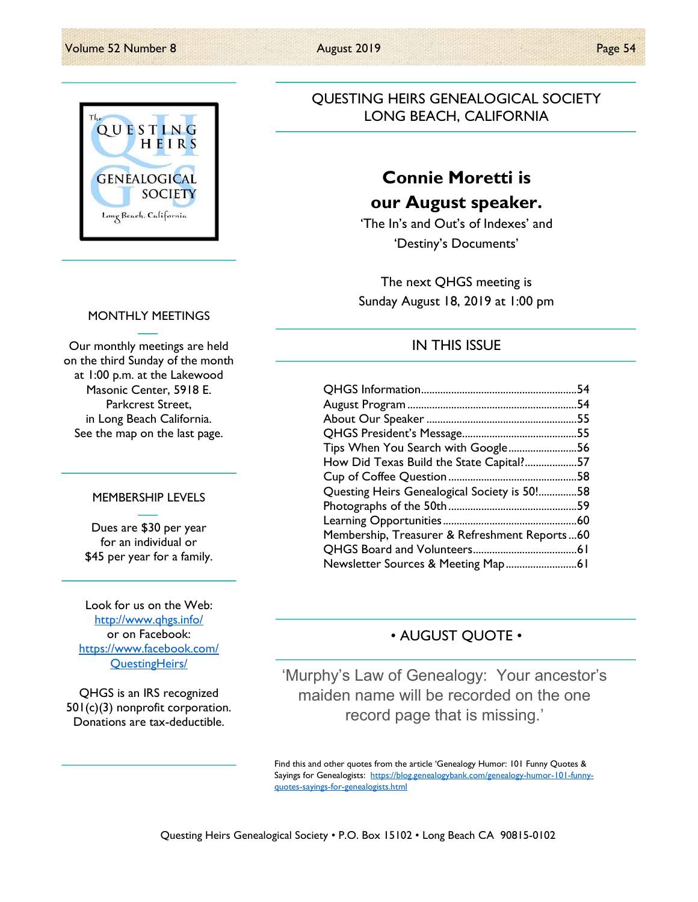# QUESTING HEIRS GENEALOGICAL SOCIETY
## LONG BEACH, CALIFORNIA

## Connie Moretti is our August speaker.

'The In's and Out's of Indexes' and 'Destiny's Documents'

The next QHGS meeting is Sunday August 18, 2019 at 1:00 pm

### MONTHLY MEETINGS

Our monthly meetings are held on the third Sunday of the month at 1:00 p.m. at the Lakewood Masonic Center, 5918 E. Parkcrest Street, in Long Beach California. See the map on the last page.

### MEMBERSHIP LEVELS

Dues are $30 per year for an individual or $45 per year for a family.

Look for us on the Web:
http://www.qhgs.info/
or on Facebook:
https://www.facebook.com/QuestingHeirs/

QHGS is an IRS recognized 501(c)(3) nonprofit corporation. Donations are tax-deductible.

### IN THIS ISSUE

- QHGS Information....54
- August Program....54
- About Our Speaker....55
- QHGS President's Message....55
- Tips When You Search with Google....56
- How Did Texas Build the State Capital?....57
- Cup of Coffee Question....58
- Questing Heirs Genealogical Society is 50!....58
- Photographs of the 50th....59
- Learning Opportunities....60
- Membership, Treasurer & Refreshment Reports....60
- QHGS Board and Volunteers....61
- Newsletter Sources & Meeting Map....61

### • AUGUST QUOTE •

'Murphy's Law of Genealogy: Your ancestor's maiden name will be recorded on the one record page that is missing.'

Find this and other quotes from the article 'Genealogy Humor: 101 Funny Quotes & Sayings for Genealogists: https://blog.genealogybank.com/genealogy-humor-101-funny-quotes-sayings-for-genealogists.html

Questing Heirs Genealogical Society • P.O. Box 15102 • Long Beach CA 90815-0102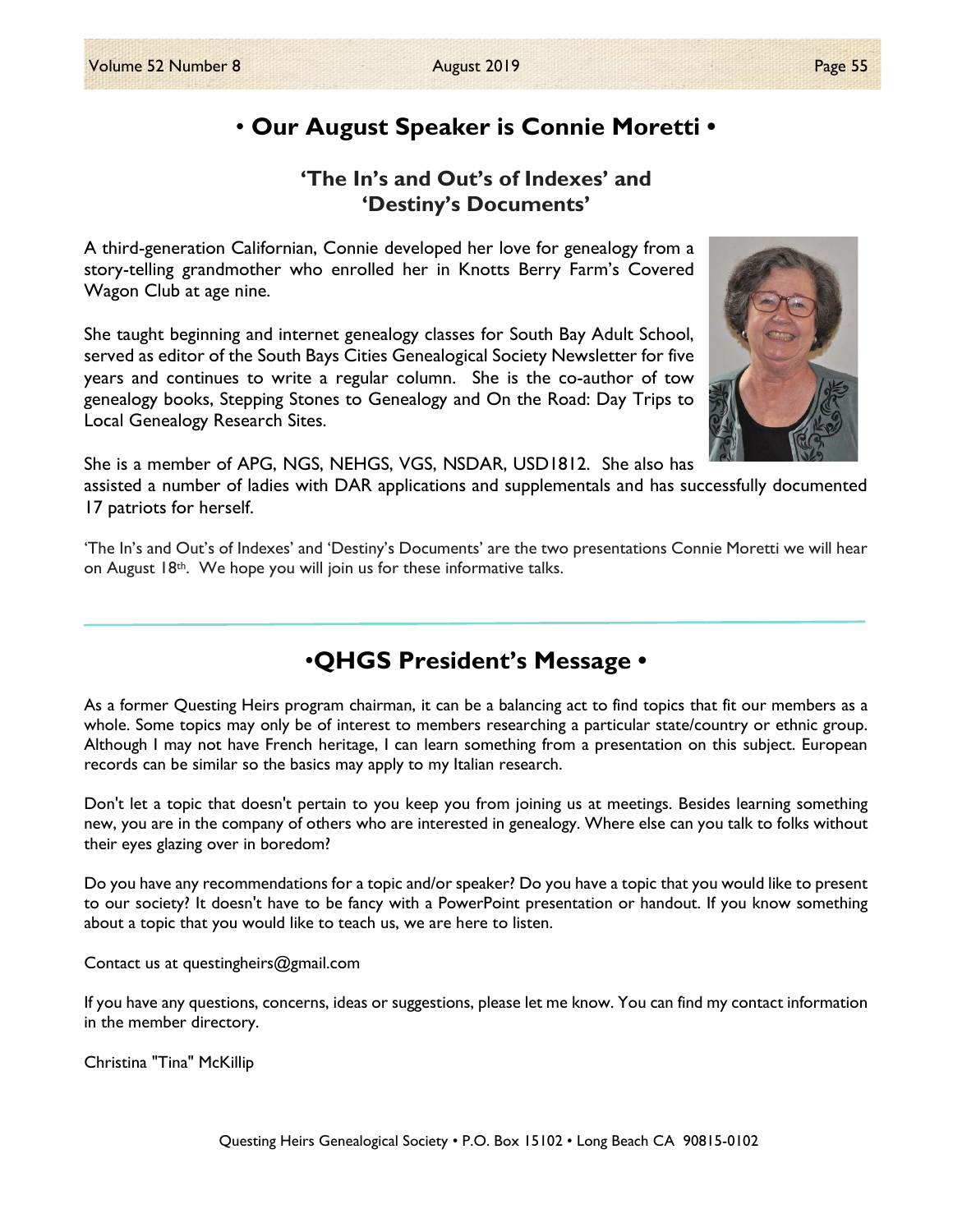## • Our August Speaker is Connie Moretti •

### 'The In's and Out's of Indexes' and 'Destiny's Documents'

A third-generation Californian, Connie developed her love for genealogy from a story-telling grandmother who enrolled her in Knotts Berry Farm's Covered Wagon Club at age nine.

She taught beginning and internet genealogy classes for South Bay Adult School, served as editor of the South Bays Cities Genealogical Society Newsletter for five years and continues to write a regular column. She is the co-author of tow genealogy books, Stepping Stones to Genealogy and On the Road: Day Trips to Local Genealogy Research Sites.

She is a member of APG, NGS, NEHGS, VGS, NSDAR, USD1812. She also has assisted a number of ladies with DAR applications and supplementals and has successfully documented 17 patriots for herself.

'The In's and Out's of Indexes' and 'Destiny's Documents' are the two presentations Connie Moretti we will hear on August 18th. We hope you will join us for these informative talks.

---

## •QHGS President's Message •

As a former Questing Heirs program chairman, it can be a balancing act to find topics that fit our members as a whole. Some topics may only be of interest to members researching a particular state/country or ethnic group. Although I may not have French heritage, I can learn something from a presentation on this subject. European records can be similar so the basics may apply to my Italian research.

Don't let a topic that doesn't pertain to you keep you from joining us at meetings. Besides learning something new, you are in the company of others who are interested in genealogy. Where else can you talk to folks without their eyes glazing over in boredom?

Do you have any recommendations for a topic and/or speaker? Do you have a topic that you would like to present to our society? It doesn't have to be fancy with a PowerPoint presentation or handout. If you know something about a topic that you would like to teach us, we are here to listen.

Contact us at questingheirs@gmail.com

If you have any questions, concerns, ideas or suggestions, please let me know. You can find my contact information in the member directory.

Christina "Tina" McKillip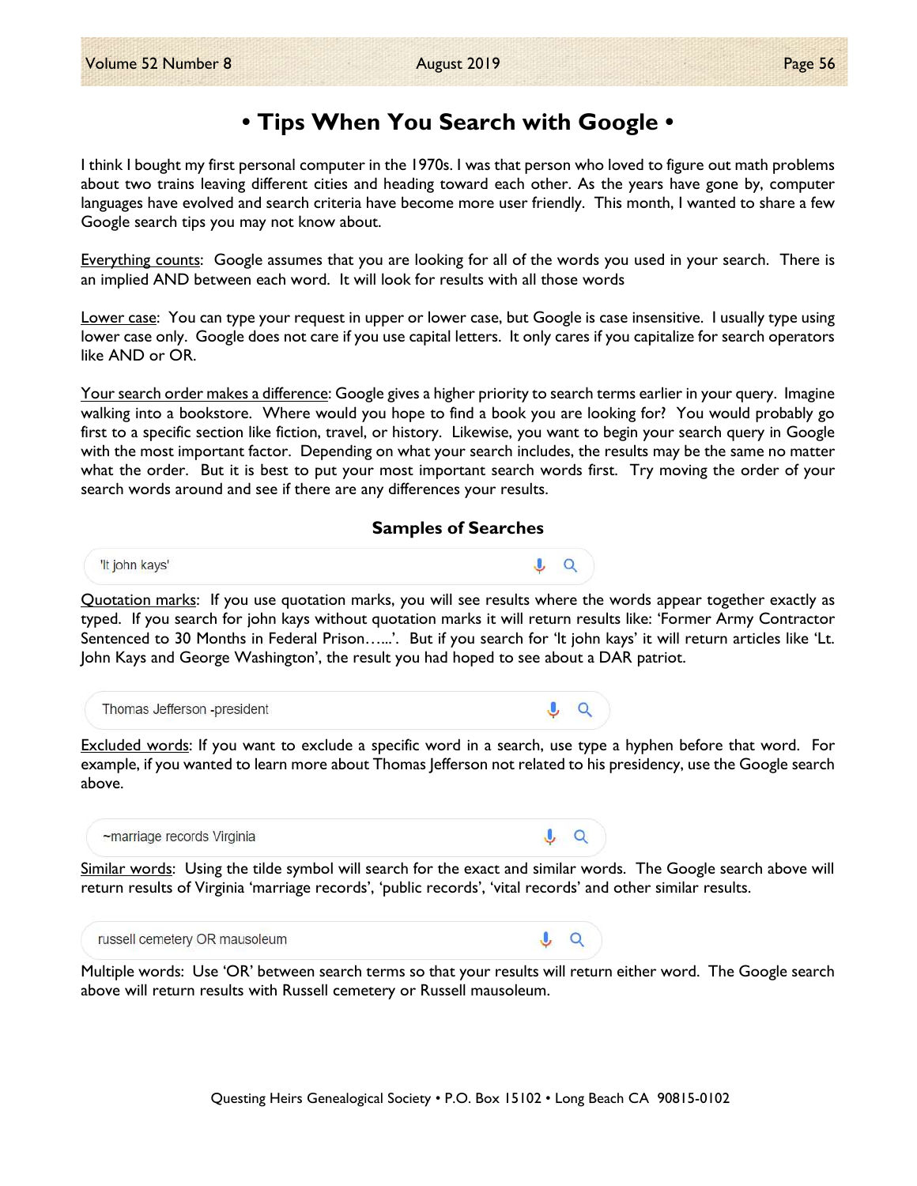# • Tips When You Search with Google •

I think I bought my first personal computer in the 1970s. I was that person who loved to figure out math problems about two trains leaving different cities and heading toward each other. As the years have gone by, computer languages have evolved and search criteria have become more user friendly. This month, I wanted to share a few Google search tips you may not know about.

Everything counts: Google assumes that you are looking for all of the words you used in your search. There is an implied AND between each word. It will look for results with all those words

Lower case: You can type your request in upper or lower case, but Google is case insensitive. I usually type using lower case only. Google does not care if you use capital letters. It only cares if you capitalize for search operators like AND or OR.

Your search order makes a difference: Google gives a higher priority to search terms earlier in your query. Imagine walking into a bookstore. Where would you hope to find a book you are looking for? You would probably go first to a specific section like fiction, travel, or history. Likewise, you want to begin your search query in Google with the most important factor. Depending on what your search includes, the results may be the same no matter what the order. But it is best to put your most important search words first. Try moving the order of your search words around and see if there are any differences your results.

### Samples of Searches

'lt john kays'

Quotation marks: If you use quotation marks, you will see results where the words appear together exactly as typed. If you search for john kays without quotation marks it will return results like: 'Former Army Contractor Sentenced to 30 Months in Federal Prison…...'. But if you search for 'lt john kays' it will return articles like 'Lt. John Kays and George Washington', the result you had hoped to see about a DAR patriot.

Thomas Jefferson -president

Excluded words: If you want to exclude a specific word in a search, use type a hyphen before that word. For example, if you wanted to learn more about Thomas Jefferson not related to his presidency, use the Google search above.

~marriage records Virginia

Similar words: Using the tilde symbol will search for the exact and similar words. The Google search above will return results of Virginia 'marriage records', 'public records', 'vital records' and other similar results.

russell cemetery OR mausoleum

Multiple words: Use 'OR' between search terms so that your results will return either word. The Google search above will return results with Russell cemetery or Russell mausoleum.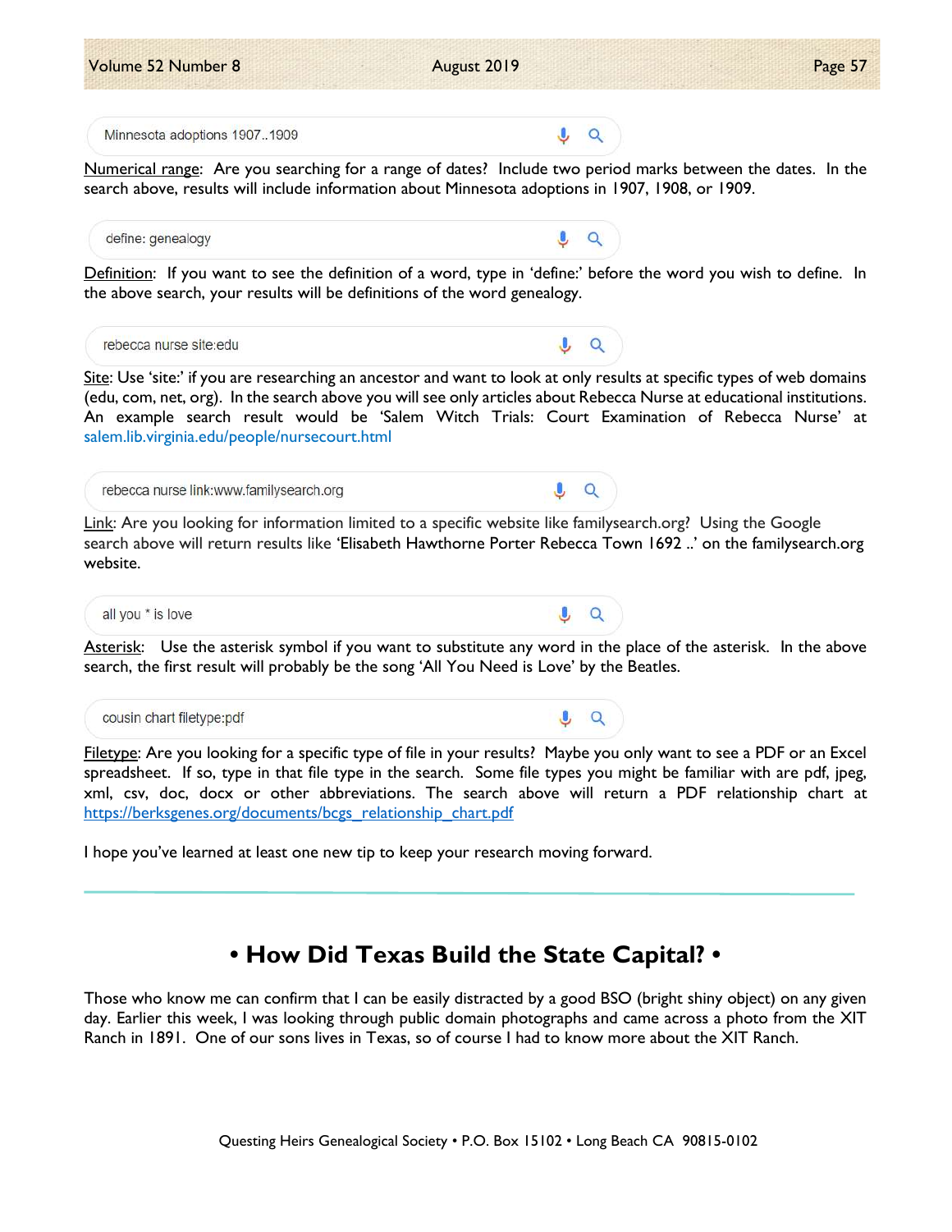Minnesota adoptions 1907..1909

Numerical range: Are you searching for a range of dates? Include two period marks between the dates. In the search above, results will include information about Minnesota adoptions in 1907, 1908, or 1909.

define: genealogy

Definition: If you want to see the definition of a word, type in 'define:' before the word you wish to define. In the above search, your results will be definitions of the word genealogy.

rebecca nurse site:edu

Site: Use 'site:' if you are researching an ancestor and want to look at only results at specific types of web domains (edu, com, net, org). In the search above you will see only articles about Rebecca Nurse at educational institutions. An example search result would be 'Salem Witch Trials: Court Examination of Rebecca Nurse' at salem.lib.virginia.edu/people/nursecourt.html

rebecca nurse link:www.familysearch.org

Link: Are you looking for information limited to a specific website like familysearch.org? Using the Google search above will return results like 'Elisabeth Hawthorne Porter Rebecca Town 1692 ..' on the familysearch.org website.

all you * is love

Asterisk: Use the asterisk symbol if you want to substitute any word in the place of the asterisk. In the above search, the first result will probably be the song 'All You Need is Love' by the Beatles.

cousin chart filetype:pdf

Filetype: Are you looking for a specific type of file in your results? Maybe you only want to see a PDF or an Excel spreadsheet. If so, type in that file type in the search. Some file types you might be familiar with are pdf, jpeg, xml, csv, doc, docx or other abbreviations. The search above will return a PDF relationship chart at https://berksgenes.org/documents/bcgs_relationship_chart.pdf

I hope you've learned at least one new tip to keep your research moving forward.

---

## • How Did Texas Build the State Capital? •

Those who know me can confirm that I can be easily distracted by a good BSO (bright shiny object) on any given day. Earlier this week, I was looking through public domain photographs and came across a photo from the XIT Ranch in 1891. One of our sons lives in Texas, so of course I had to know more about the XIT Ranch.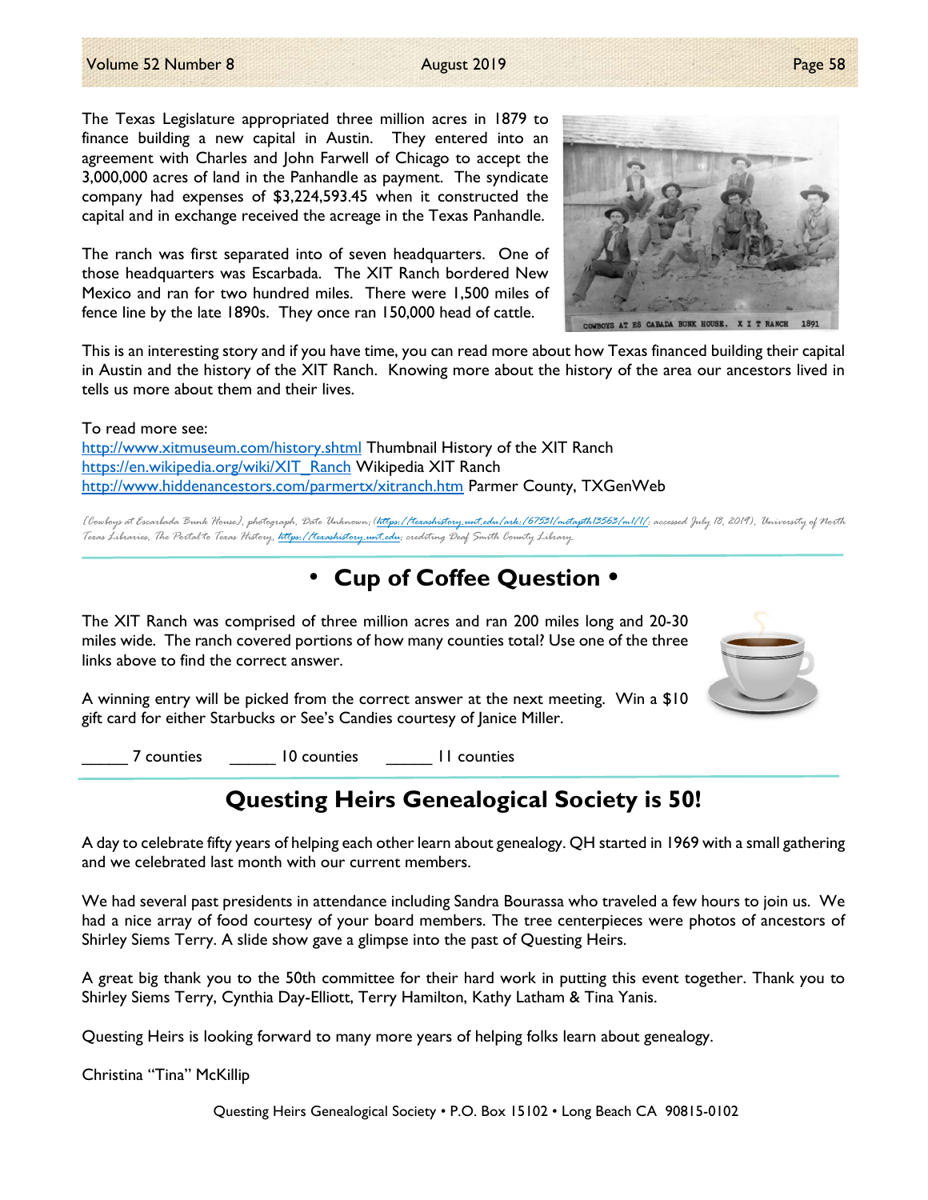The Texas Legislature appropriated three million acres in 1879 to finance building a new capital in Austin. They entered into an agreement with Charles and John Farwell of Chicago to accept the 3,000,000 acres of land in the Panhandle as payment. The syndicate company had expenses of $3,224,593.45 when it constructed the capital and in exchange received the acreage in the Texas Panhandle.

The ranch was first separated into of seven headquarters. One of those headquarters was Escarbada. The XIT Ranch bordered New Mexico and ran for two hundred miles. There were 1,500 miles of fence line by the late 1890s. They once ran 150,000 head of cattle.

COWBOYS AT ES CABADA BUNK HOUSE. X I T RANCH 1891

This is an interesting story and if you have time, you can read more about how Texas financed building their capital in Austin and the history of the XIT Ranch. Knowing more about the history of the area our ancestors lived in tells us more about them and their lives.

To read more see:
http://www.xitmuseum.com/history.shtml Thumbnail History of the XIT Ranch
https://en.wikipedia.org/wiki/XIT_Ranch Wikipedia XIT Ranch
http://www.hiddenancestors.com/parmertx/xitranch.htm Parmer County, TXGenWeb

*[Cowboys at Escarbada Bunk House], photograph, Date Unknown; (https://texashistory.unt.edu/ark:/67531/metapth13563/m1/1/: accessed July 18, 2019), University of North Texas Libraries, The Portal to Texas History, https://texashistory.unt.edu; crediting Deaf Smith County Library.*

## • Cup of Coffee Question •

The XIT Ranch was comprised of three million acres and ran 200 miles long and 20-30 miles wide. The ranch covered portions of how many counties total? Use one of the three links above to find the correct answer.

A winning entry will be picked from the correct answer at the next meeting. Win a $10 gift card for either Starbucks or See's Candies courtesy of Janice Miller.

_____ 7 counties     _____ 10 counties     _____ 11 counties

## Questing Heirs Genealogical Society is 50!

A day to celebrate fifty years of helping each other learn about genealogy. QH started in 1969 with a small gathering and we celebrated last month with our current members.

We had several past presidents in attendance including Sandra Bourassa who traveled a few hours to join us. We had a nice array of food courtesy of your board members. The tree centerpieces were photos of ancestors of Shirley Siems Terry. A slide show gave a glimpse into the past of Questing Heirs.

A great big thank you to the 50th committee for their hard work in putting this event together. Thank you to Shirley Siems Terry, Cynthia Day-Elliott, Terry Hamilton, Kathy Latham & Tina Yanis.

Questing Heirs is looking forward to many more years of helping folks learn about genealogy.

Christina "Tina" McKillip

Questing Heirs Genealogical Society • P.O. Box 15102 • Long Beach CA 90815-0102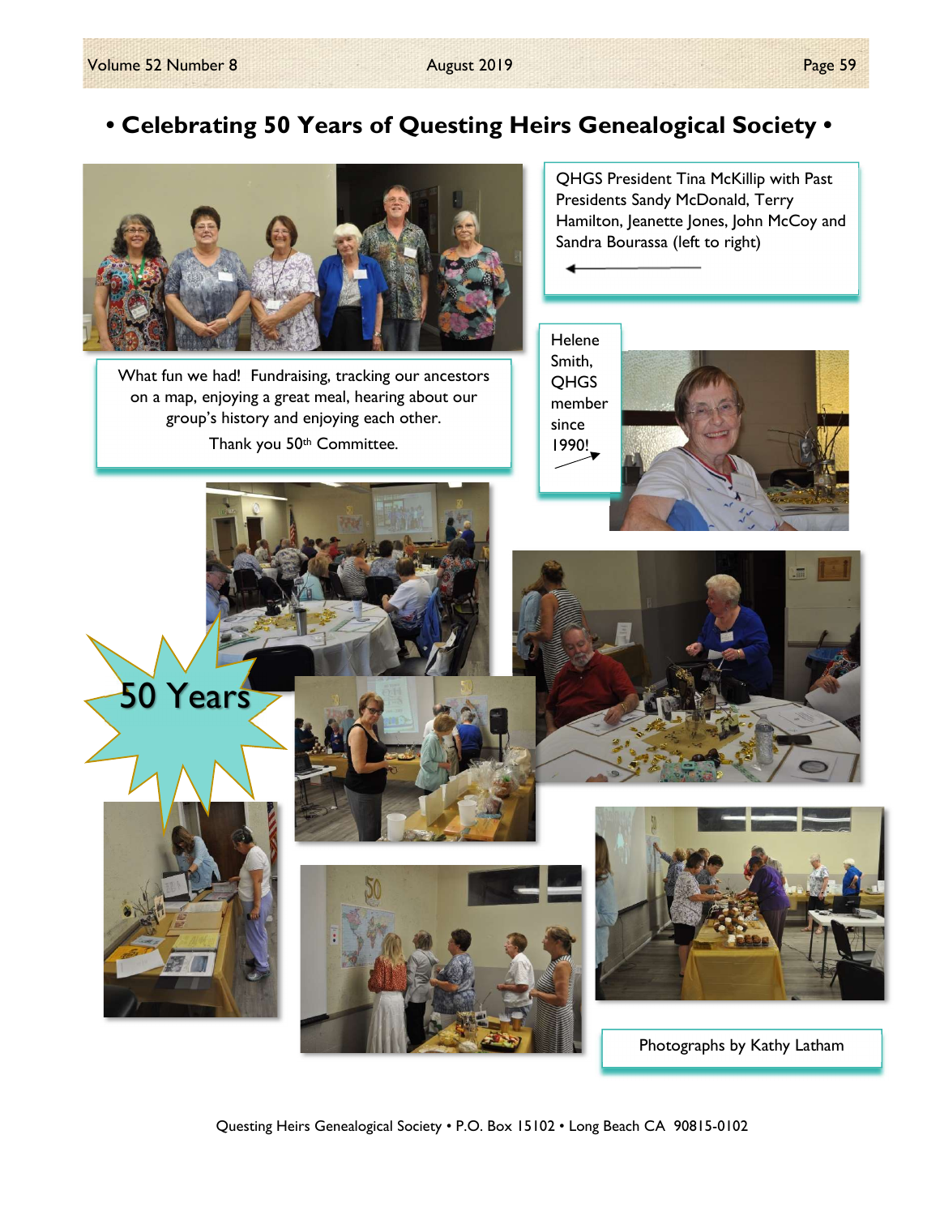# • Celebrating 50 Years of Questing Heirs Genealogical Society •

QHGS President Tina McKillip with Past Presidents Sandy McDonald, Terry Hamilton, Jeanette Jones, John McCoy and Sandra Bourassa (left to right)

What fun we had! Fundraising, tracking our ancestors on a map, enjoying a great meal, hearing about our group's history and enjoying each other.

Thank you 50th Committee.

Helene Smith, QHGS member since 1990!

50 Years

Photographs by Kathy Latham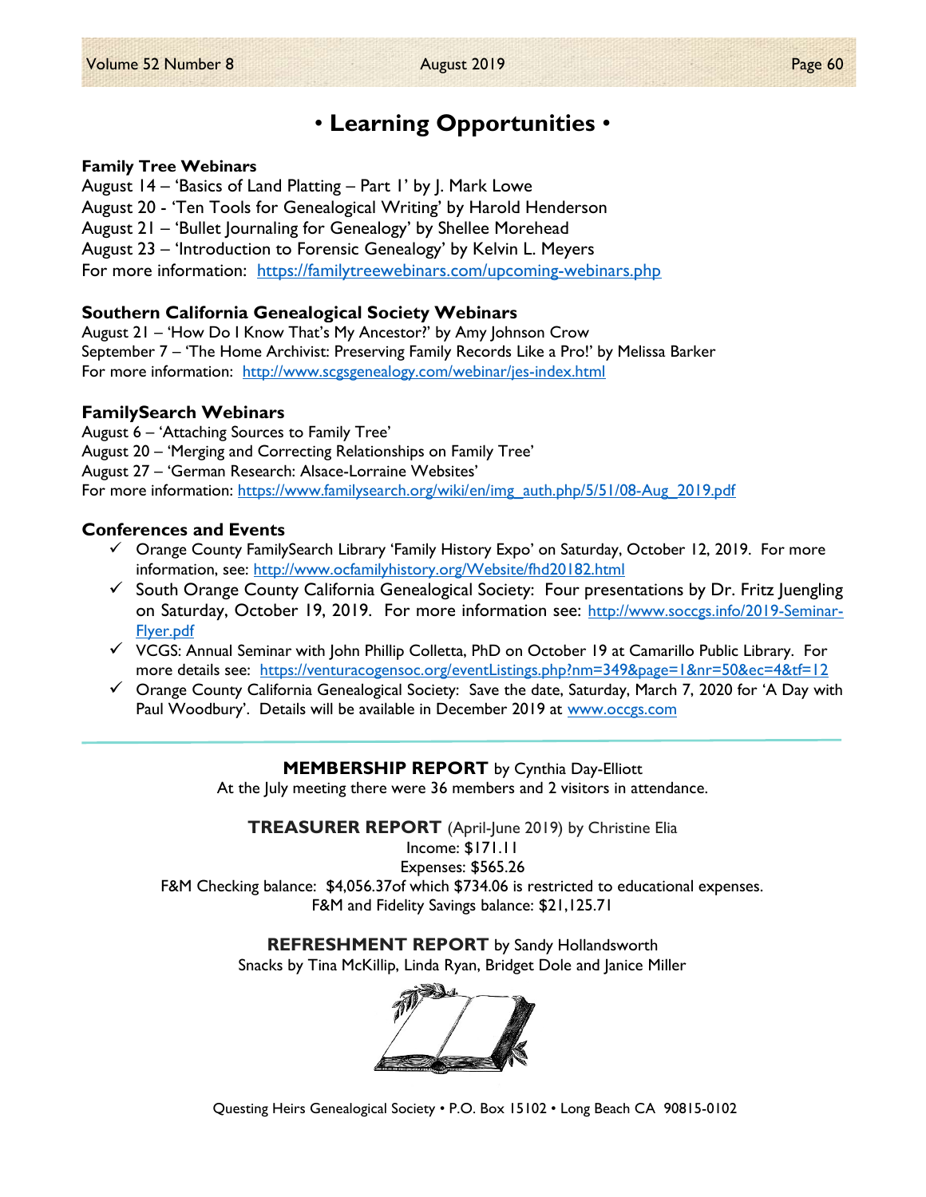# • Learning Opportunities •

**Family Tree Webinars**

August 14 – 'Basics of Land Platting – Part 1' by J. Mark Lowe
August 20 - 'Ten Tools for Genealogical Writing' by Harold Henderson
August 21 – 'Bullet Journaling for Genealogy' by Shellee Morehead
August 23 – 'Introduction to Forensic Genealogy' by Kelvin L. Meyers
For more information: https://familytreewebinars.com/upcoming-webinars.php

**Southern California Genealogical Society Webinars**

August 21 – 'How Do I Know That's My Ancestor?' by Amy Johnson Crow
September 7 – 'The Home Archivist: Preserving Family Records Like a Pro!' by Melissa Barker
For more information: http://www.scgsgenealogy.com/webinar/jes-index.html

**FamilySearch Webinars**

August 6 – 'Attaching Sources to Family Tree'
August 20 – 'Merging and Correcting Relationships on Family Tree'
August 27 – 'German Research: Alsace-Lorraine Websites'
For more information: https://www.familysearch.org/wiki/en/img_auth.php/5/51/08-Aug_2019.pdf

**Conferences and Events**

- ✓ Orange County FamilySearch Library 'Family History Expo' on Saturday, October 12, 2019. For more information, see: http://www.ocfamilyhistory.org/Website/fhd20182.html
- ✓ South Orange County California Genealogical Society: Four presentations by Dr. Fritz Juengling on Saturday, October 19, 2019. For more information see: http://www.soccgs.info/2019-Seminar-Flyer.pdf
- ✓ VCGS: Annual Seminar with John Phillip Colletta, PhD on October 19 at Camarillo Public Library. For more details see: https://venturacogensoc.org/eventListings.php?nm=349&page=1&nr=50&ec=4&tf=12
- ✓ Orange County California Genealogical Society: Save the date, Saturday, March 7, 2020 for 'A Day with Paul Woodbury'. Details will be available in December 2019 at www.occgs.com

---

**MEMBERSHIP REPORT** by Cynthia Day-Elliott

At the July meeting there were 36 members and 2 visitors in attendance.

**TREASURER REPORT** (April-June 2019) by Christine Elia

Income: $171.11
Expenses: $565.26
F&M Checking balance: $4,056.37of which $734.06 is restricted to educational expenses.
F&M and Fidelity Savings balance: $21,125.71

**REFRESHMENT REPORT** by Sandy Hollandsworth

Snacks by Tina McKillip, Linda Ryan, Bridget Dole and Janice Miller

Questing Heirs Genealogical Society • P.O. Box 15102 • Long Beach CA 90815-0102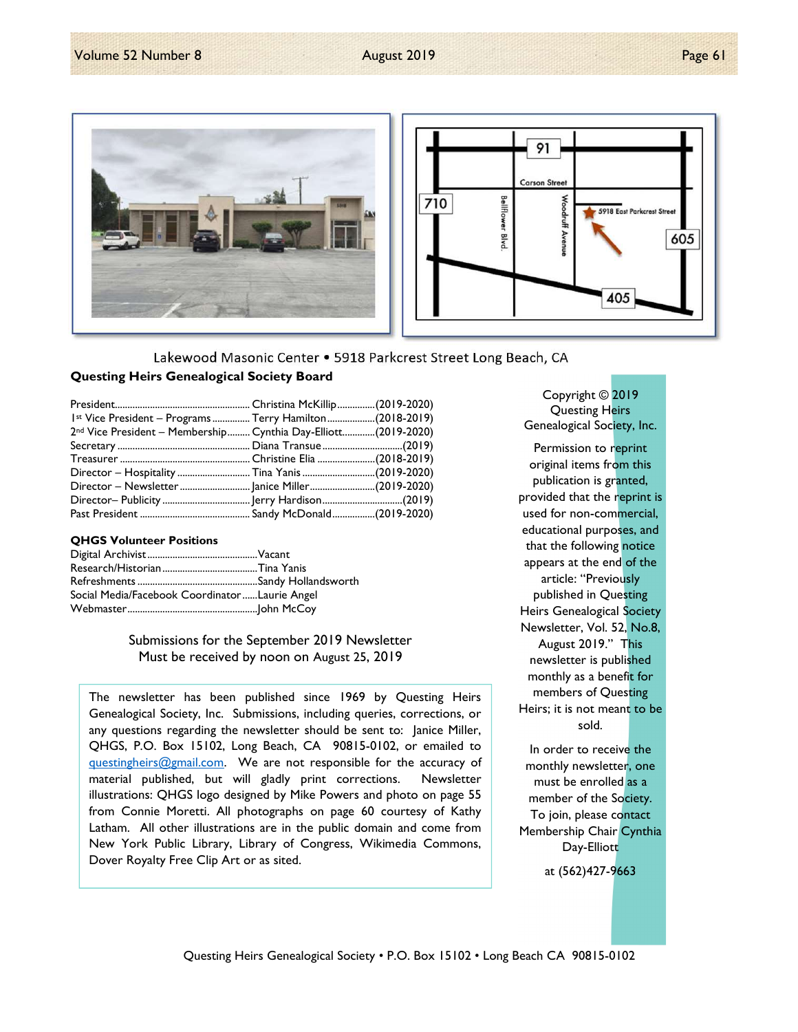91

Carson Street

710

Bellflower Blvd.

Woodruff Avenue

5918 East Parkcrest Street

605

405

Lakewood Masonic Center • 5918 Parkcrest Street Long Beach, CA

## Questing Heirs Genealogical Society Board

| | | |
|---|---|---|
| President | Christina McKillip | (2019-2020) |
| 1st Vice President – Programs | Terry Hamilton | (2018-2019) |
| 2nd Vice President – Membership | Cynthia Day-Elliott | (2019-2020) |
| Secretary | Diana Transue | (2019) |
| Treasurer | Christine Elia | (2018-2019) |
| Director – Hospitality | Tina Yanis | (2019-2020) |
| Director – Newsletter | Janice Miller | (2019-2020) |
| Director– Publicity | Jerry Hardison | (2019) |
| Past President | Sandy McDonald | (2019-2020) |

### QHGS Volunteer Positions

| | |
|---|---|
| Digital Archivist | Vacant |
| Research/Historian | Tina Yanis |
| Refreshments | Sandy Hollandsworth |
| Social Media/Facebook Coordinator | Laurie Angel |
| Webmaster | John McCoy |

Submissions for the September 2019 Newsletter
Must be received by noon on August 25, 2019

The newsletter has been published since 1969 by Questing Heirs Genealogical Society, Inc. Submissions, including queries, corrections, or any questions regarding the newsletter should be sent to: Janice Miller, QHGS, P.O. Box 15102, Long Beach, CA 90815-0102, or emailed to questingheirs@gmail.com. We are not responsible for the accuracy of material published, but will gladly print corrections. Newsletter illustrations: QHGS logo designed by Mike Powers and photo on page 55 from Connie Moretti. All photographs on page 60 courtesy of Kathy Latham. All other illustrations are in the public domain and come from New York Public Library, Library of Congress, Wikimedia Commons, Dover Royalty Free Clip Art or as sited.

Copyright © 2019 Questing Heirs Genealogical Society, Inc.

Permission to reprint original items from this publication is granted, provided that the reprint is used for non-commercial, educational purposes, and that the following notice appears at the end of the article: "Previously published in Questing Heirs Genealogical Society Newsletter, Vol. 52, No.8, August 2019." This newsletter is published monthly as a benefit for members of Questing Heirs; it is not meant to be sold.

In order to receive the monthly newsletter, one must be enrolled as a member of the Society. To join, please contact Membership Chair Cynthia Day-Elliott

at (562)427-9663

Questing Heirs Genealogical Society • P.O. Box 15102 • Long Beach CA 90815-0102